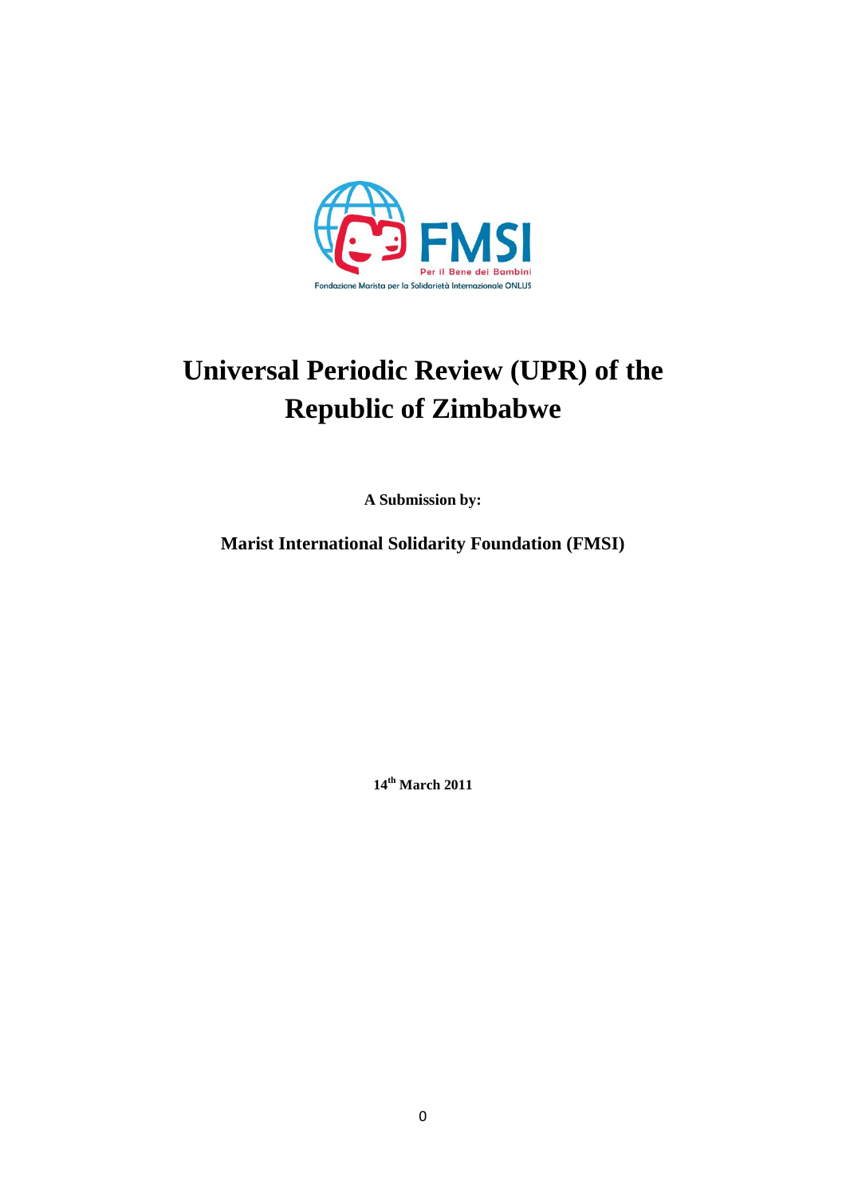FMSI

Per il Bene dei Bambini

Fondazione Marista per la Solidarietà Internazionale ONLUS

# Universal Periodic Review (UPR) of the Republic of Zimbabwe

**A Submission by:**

**Marist International Solidarity Foundation (FMSI)**

**14th March 2011**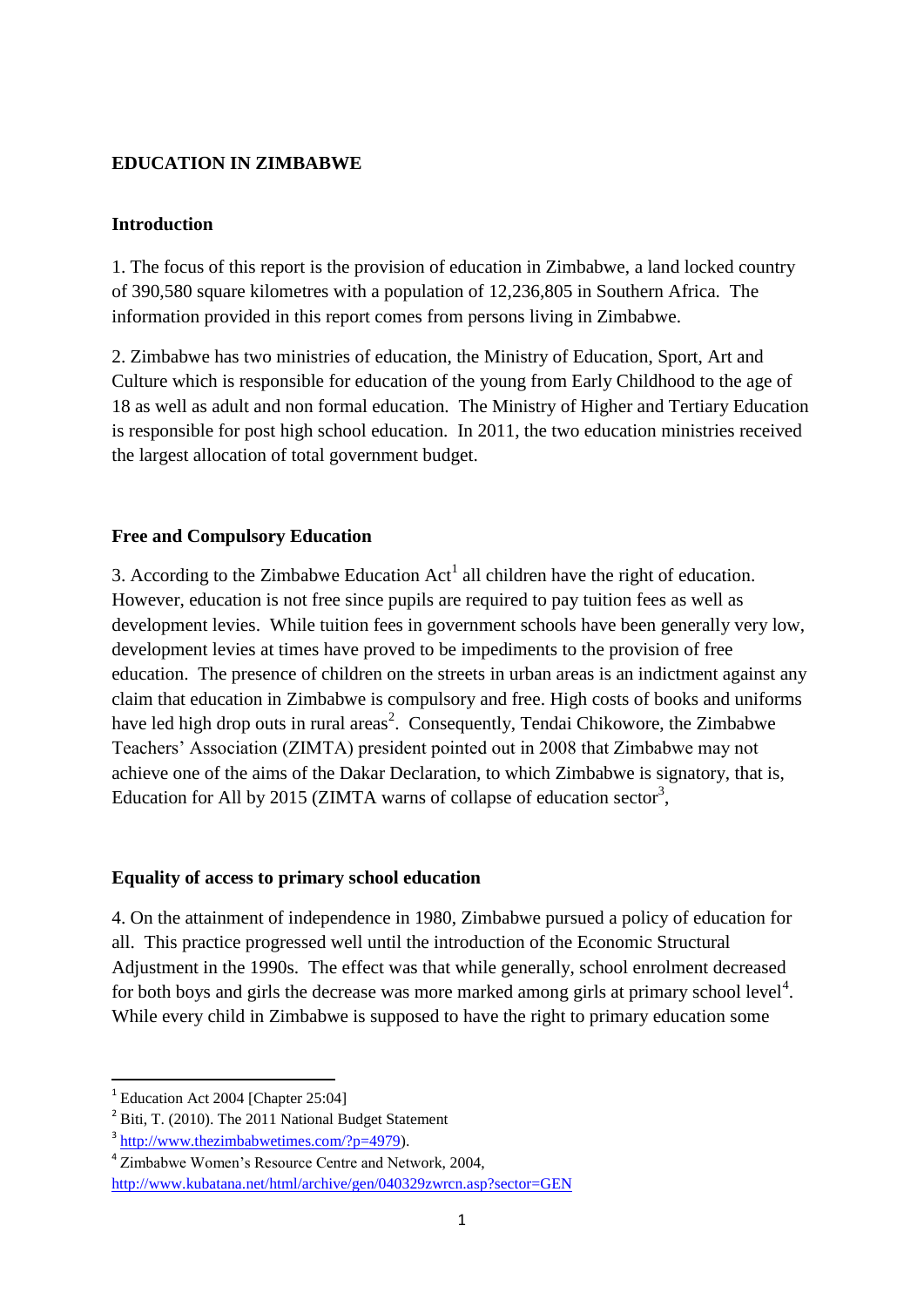**EDUCATION IN ZIMBABWE**

**Introduction**

1. The focus of this report is the provision of education in Zimbabwe, a land locked country of 390,580 square kilometres with a population of 12,236,805 in Southern Africa. The information provided in this report comes from persons living in Zimbabwe.

2. Zimbabwe has two ministries of education, the Ministry of Education, Sport, Art and Culture which is responsible for education of the young from Early Childhood to the age of 18 as well as adult and non formal education. The Ministry of Higher and Tertiary Education is responsible for post high school education. In 2011, the two education ministries received the largest allocation of total government budget.

**Free and Compulsory Education**

3. According to the Zimbabwe Education Act[1] all children have the right of education. However, education is not free since pupils are required to pay tuition fees as well as development levies. While tuition fees in government schools have been generally very low, development levies at times have proved to be impediments to the provision of free education. The presence of children on the streets in urban areas is an indictment against any claim that education in Zimbabwe is compulsory and free. High costs of books and uniforms have led high drop outs in rural areas[2]. Consequently, Tendai Chikowore, the Zimbabwe Teachers' Association (ZIMTA) president pointed out in 2008 that Zimbabwe may not achieve one of the aims of the Dakar Declaration, to which Zimbabwe is signatory, that is, Education for All by 2015 (ZIMTA warns of collapse of education sector[3],

**Equality of access to primary school education**

4. On the attainment of independence in 1980, Zimbabwe pursued a policy of education for all. This practice progressed well until the introduction of the Economic Structural Adjustment in the 1990s. The effect was that while generally, school enrolment decreased for both boys and girls the decrease was more marked among girls at primary school level[4]. While every child in Zimbabwe is supposed to have the right to primary education some

---

[1] Education Act 2004 [Chapter 25:04]

[2] Biti, T. (2010). The 2011 National Budget Statement

[3] http://www.thezimbabwetimes.com/?p=4979).

[4] Zimbabwe Women's Resource Centre and Network, 2004, http://www.kubatana.net/html/archive/gen/040329zwrcn.asp?sector=GEN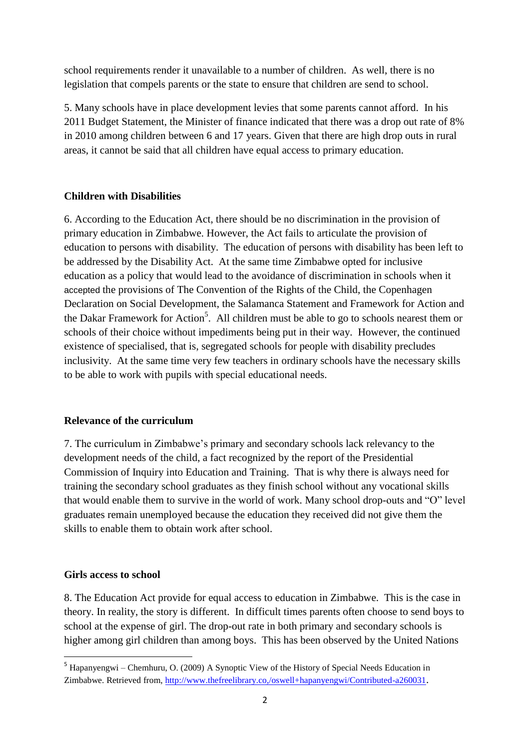school requirements render it unavailable to a number of children. As well, there is no legislation that compels parents or the state to ensure that children are send to school.

5. Many schools have in place development levies that some parents cannot afford. In his 2011 Budget Statement, the Minister of finance indicated that there was a drop out rate of 8% in 2010 among children between 6 and 17 years. Given that there are high drop outs in rural areas, it cannot be said that all children have equal access to primary education.

**Children with Disabilities**

6. According to the Education Act, there should be no discrimination in the provision of primary education in Zimbabwe. However, the Act fails to articulate the provision of education to persons with disability. The education of persons with disability has been left to be addressed by the Disability Act. At the same time Zimbabwe opted for inclusive education as a policy that would lead to the avoidance of discrimination in schools when it accepted the provisions of The Convention of the Rights of the Child, the Copenhagen Declaration on Social Development, the Salamanca Statement and Framework for Action and the Dakar Framework for Action[5]. All children must be able to go to schools nearest them or schools of their choice without impediments being put in their way. However, the continued existence of specialised, that is, segregated schools for people with disability precludes inclusivity. At the same time very few teachers in ordinary schools have the necessary skills to be able to work with pupils with special educational needs.

**Relevance of the curriculum**

7. The curriculum in Zimbabwe's primary and secondary schools lack relevancy to the development needs of the child, a fact recognized by the report of the Presidential Commission of Inquiry into Education and Training. That is why there is always need for training the secondary school graduates as they finish school without any vocational skills that would enable them to survive in the world of work. Many school drop-outs and "O" level graduates remain unemployed because the education they received did not give them the skills to enable them to obtain work after school.

**Girls access to school**

8. The Education Act provide for equal access to education in Zimbabwe. This is the case in theory. In reality, the story is different. In difficult times parents often choose to send boys to school at the expense of girl. The drop-out rate in both primary and secondary schools is higher among girl children than among boys. This has been observed by the United Nations

[5] Hapanyengwi – Chemhuru, O. (2009) A Synoptic View of the History of Special Needs Education in Zimbabwe. Retrieved from, http://www.thefreelibrary.co,/oswell+hapanyengwi/Contributed-a260031.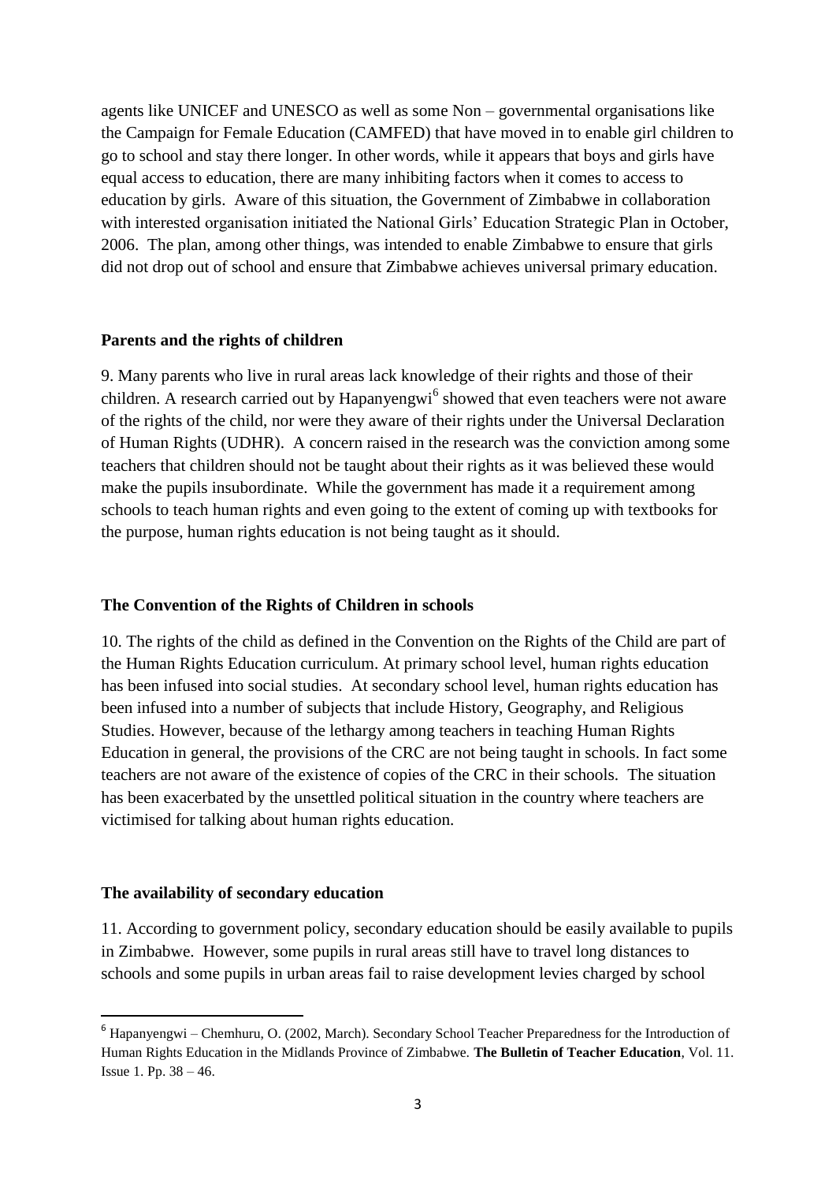agents like UNICEF and UNESCO as well as some Non – governmental organisations like the Campaign for Female Education (CAMFED) that have moved in to enable girl children to go to school and stay there longer. In other words, while it appears that boys and girls have equal access to education, there are many inhibiting factors when it comes to access to education by girls. Aware of this situation, the Government of Zimbabwe in collaboration with interested organisation initiated the National Girls' Education Strategic Plan in October, 2006. The plan, among other things, was intended to enable Zimbabwe to ensure that girls did not drop out of school and ensure that Zimbabwe achieves universal primary education.

**Parents and the rights of children**

9. Many parents who live in rural areas lack knowledge of their rights and those of their children. A research carried out by Hapanyengwi[6] showed that even teachers were not aware of the rights of the child, nor were they aware of their rights under the Universal Declaration of Human Rights (UDHR). A concern raised in the research was the conviction among some teachers that children should not be taught about their rights as it was believed these would make the pupils insubordinate. While the government has made it a requirement among schools to teach human rights and even going to the extent of coming up with textbooks for the purpose, human rights education is not being taught as it should.

**The Convention of the Rights of Children in schools**

10. The rights of the child as defined in the Convention on the Rights of the Child are part of the Human Rights Education curriculum. At primary school level, human rights education has been infused into social studies. At secondary school level, human rights education has been infused into a number of subjects that include History, Geography, and Religious Studies. However, because of the lethargy among teachers in teaching Human Rights Education in general, the provisions of the CRC are not being taught in schools. In fact some teachers are not aware of the existence of copies of the CRC in their schools. The situation has been exacerbated by the unsettled political situation in the country where teachers are victimised for talking about human rights education.

**The availability of secondary education**

11. According to government policy, secondary education should be easily available to pupils in Zimbabwe. However, some pupils in rural areas still have to travel long distances to schools and some pupils in urban areas fail to raise development levies charged by school

---

[6] Hapanyengwi – Chemhuru, O. (2002, March). Secondary School Teacher Preparedness for the Introduction of Human Rights Education in the Midlands Province of Zimbabwe. **The Bulletin of Teacher Education**, Vol. 11. Issue 1. Pp. 38 – 46.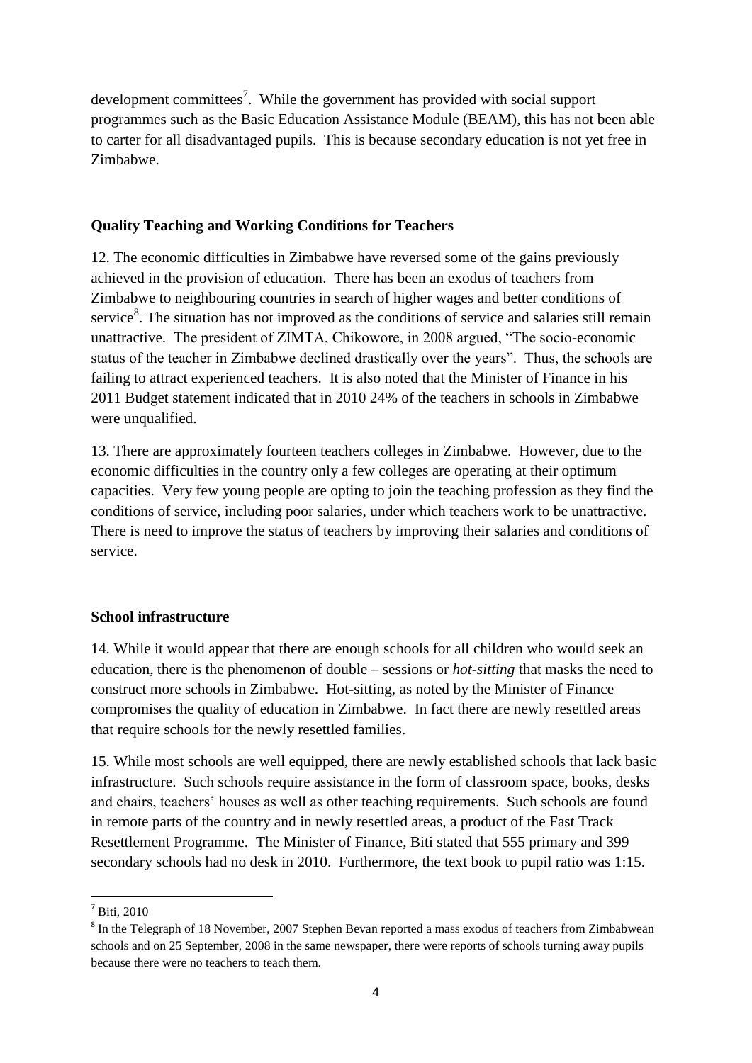development committees[7]. While the government has provided with social support programmes such as the Basic Education Assistance Module (BEAM), this has not been able to carter for all disadvantaged pupils. This is because secondary education is not yet free in Zimbabwe.

### Quality Teaching and Working Conditions for Teachers

12. The economic difficulties in Zimbabwe have reversed some of the gains previously achieved in the provision of education. There has been an exodus of teachers from Zimbabwe to neighbouring countries in search of higher wages and better conditions of service[8]. The situation has not improved as the conditions of service and salaries still remain unattractive. The president of ZIMTA, Chikowore, in 2008 argued, "The socio-economic status of the teacher in Zimbabwe declined drastically over the years". Thus, the schools are failing to attract experienced teachers. It is also noted that the Minister of Finance in his 2011 Budget statement indicated that in 2010 24% of the teachers in schools in Zimbabwe were unqualified.

13. There are approximately fourteen teachers colleges in Zimbabwe. However, due to the economic difficulties in the country only a few colleges are operating at their optimum capacities. Very few young people are opting to join the teaching profession as they find the conditions of service, including poor salaries, under which teachers work to be unattractive. There is need to improve the status of teachers by improving their salaries and conditions of service.

### School infrastructure

14. While it would appear that there are enough schools for all children who would seek an education, there is the phenomenon of double – sessions or *hot-sitting* that masks the need to construct more schools in Zimbabwe. Hot-sitting, as noted by the Minister of Finance compromises the quality of education in Zimbabwe. In fact there are newly resettled areas that require schools for the newly resettled families.

15. While most schools are well equipped, there are newly established schools that lack basic infrastructure. Such schools require assistance in the form of classroom space, books, desks and chairs, teachers' houses as well as other teaching requirements. Such schools are found in remote parts of the country and in newly resettled areas, a product of the Fast Track Resettlement Programme. The Minister of Finance, Biti stated that 555 primary and 399 secondary schools had no desk in 2010. Furthermore, the text book to pupil ratio was 1:15.

---

[7] Biti, 2010

[8] In the Telegraph of 18 November, 2007 Stephen Bevan reported a mass exodus of teachers from Zimbabwean schools and on 25 September, 2008 in the same newspaper, there were reports of schools turning away pupils because there were no teachers to teach them.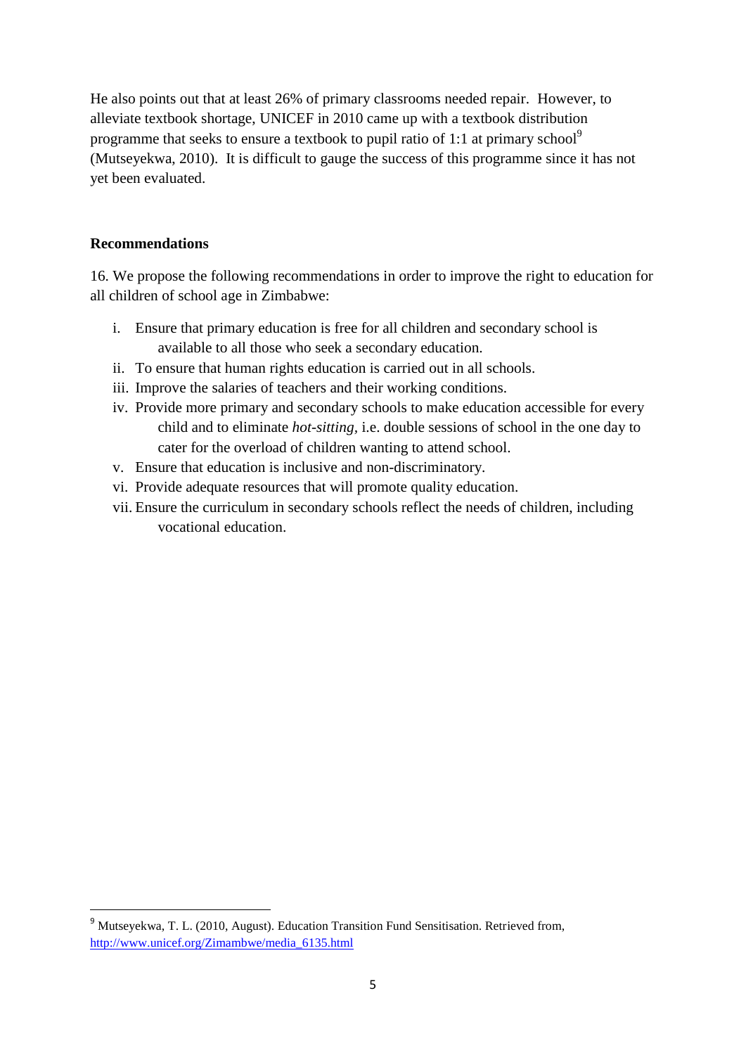He also points out that at least 26% of primary classrooms needed repair. However, to alleviate textbook shortage, UNICEF in 2010 came up with a textbook distribution programme that seeks to ensure a textbook to pupil ratio of 1:1 at primary school[9] (Mutseyekwa, 2010). It is difficult to gauge the success of this programme since it has not yet been evaluated.

## Recommendations

16. We propose the following recommendations in order to improve the right to education for all children of school age in Zimbabwe:

i. Ensure that primary education is free for all children and secondary school is available to all those who seek a secondary education.
ii. To ensure that human rights education is carried out in all schools.
iii. Improve the salaries of teachers and their working conditions.
iv. Provide more primary and secondary schools to make education accessible for every child and to eliminate *hot-sitting*, i.e. double sessions of school in the one day to cater for the overload of children wanting to attend school.
v. Ensure that education is inclusive and non-discriminatory.
vi. Provide adequate resources that will promote quality education.
vii. Ensure the curriculum in secondary schools reflect the needs of children, including vocational education.

---

[9] Mutseyekwa, T. L. (2010, August). Education Transition Fund Sensitisation. Retrieved from, http://www.unicef.org/Zimambwe/media_6135.html